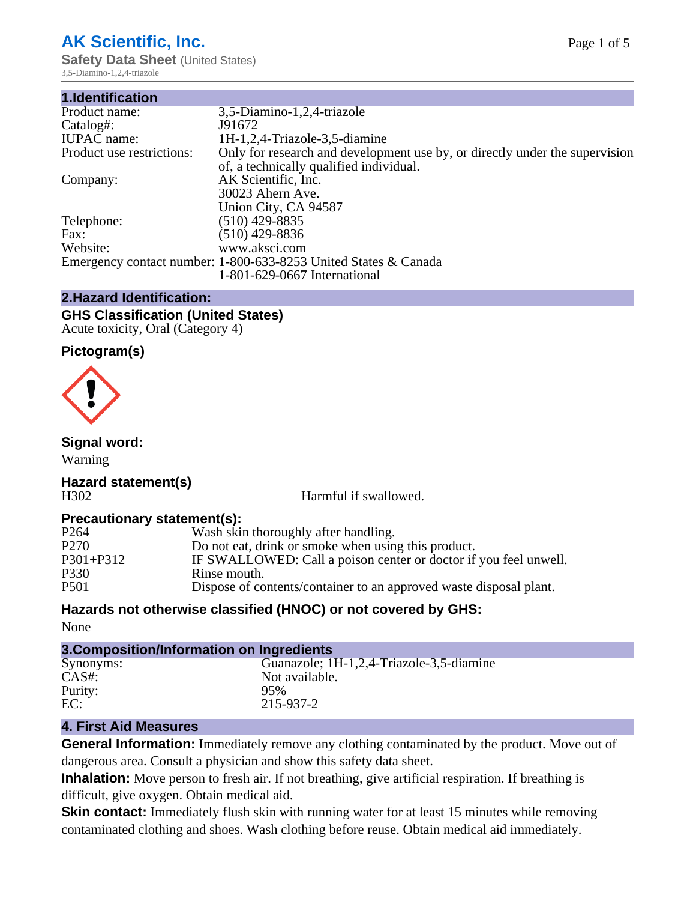# AK Scientific, Inc.

**Safety Data Sheet** (United States)

3,5-Diamino-1,2,4-triazole

## 1.Identification

| | |
|---|---|
| Product name: | 3,5-Diamino-1,2,4-triazole |
| Catalog#: | J91672 |
| IUPAC name: | 1H-1,2,4-Triazole-3,5-diamine |
| Product use restrictions: | Only for research and development use by, or directly under the supervision of, a technically qualified individual. |
| Company: | AK Scientific, Inc.<br>30023 Ahern Ave.<br>Union City, CA 94587 |
| Telephone: | (510) 429-8835 |
| Fax: | (510) 429-8836 |
| Website: | www.aksci.com |
| Emergency contact number: | 1-800-633-8253 United States & Canada<br>1-801-629-0667 International |

## 2.Hazard Identification:

### GHS Classification (United States)

Acute toxicity, Oral (Category 4)

### Pictogram(s)

### Signal word:

Warning

### Hazard statement(s)

| | |
|---|---|
| H302 | Harmful if swallowed. |

### Precautionary statement(s):

| | |
|---|---|
| P264 | Wash skin thoroughly after handling. |
| P270 | Do not eat, drink or smoke when using this product. |
| P301+P312 | IF SWALLOWED: Call a poison center or doctor if you feel unwell. |
| P330 | Rinse mouth. |
| P501 | Dispose of contents/container to an approved waste disposal plant. |

### Hazards not otherwise classified (HNOC) or not covered by GHS:

None

## 3.Composition/Information on Ingredients

| | |
|---|---|
| Synonyms: | Guanazole; 1H-1,2,4-Triazole-3,5-diamine |
| CAS#: | Not available. |
| Purity: | 95% |
| EC: | 215-937-2 |

## 4. First Aid Measures

**General Information:** Immediately remove any clothing contaminated by the product. Move out of dangerous area. Consult a physician and show this safety data sheet.

**Inhalation:** Move person to fresh air. If not breathing, give artificial respiration. If breathing is difficult, give oxygen. Obtain medical aid.

**Skin contact:** Immediately flush skin with running water for at least 15 minutes while removing contaminated clothing and shoes. Wash clothing before reuse. Obtain medical aid immediately.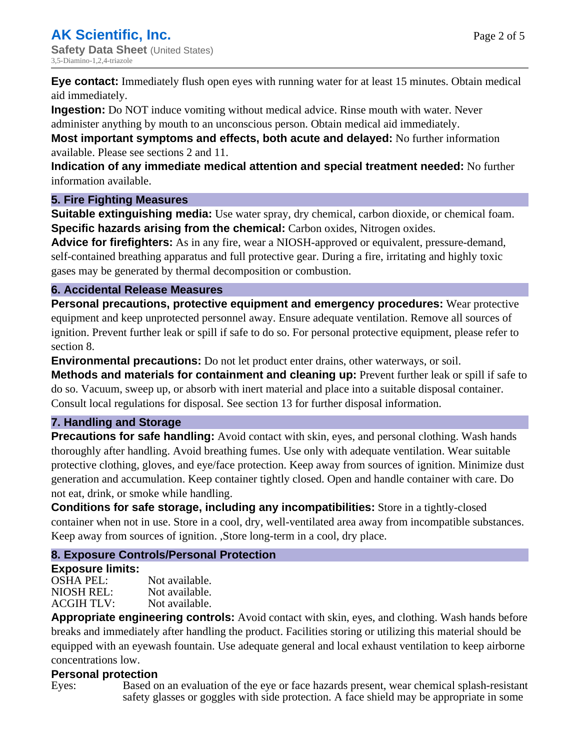**Eye contact:** Immediately flush open eyes with running water for at least 15 minutes. Obtain medical aid immediately.

**Ingestion:** Do NOT induce vomiting without medical advice. Rinse mouth with water. Never administer anything by mouth to an unconscious person. Obtain medical aid immediately.

**Most important symptoms and effects, both acute and delayed:** No further information available. Please see sections 2 and 11.

**Indication of any immediate medical attention and special treatment needed:** No further information available.

## 5. Fire Fighting Measures

**Suitable extinguishing media:** Use water spray, dry chemical, carbon dioxide, or chemical foam.

**Specific hazards arising from the chemical:** Carbon oxides, Nitrogen oxides.

**Advice for firefighters:** As in any fire, wear a NIOSH-approved or equivalent, pressure-demand, self-contained breathing apparatus and full protective gear. During a fire, irritating and highly toxic gases may be generated by thermal decomposition or combustion.

## 6. Accidental Release Measures

**Personal precautions, protective equipment and emergency procedures:** Wear protective equipment and keep unprotected personnel away. Ensure adequate ventilation. Remove all sources of ignition. Prevent further leak or spill if safe to do so. For personal protective equipment, please refer to section 8.

**Environmental precautions:** Do not let product enter drains, other waterways, or soil.

**Methods and materials for containment and cleaning up:** Prevent further leak or spill if safe to do so. Vacuum, sweep up, or absorb with inert material and place into a suitable disposal container. Consult local regulations for disposal. See section 13 for further disposal information.

## 7. Handling and Storage

**Precautions for safe handling:** Avoid contact with skin, eyes, and personal clothing. Wash hands thoroughly after handling. Avoid breathing fumes. Use only with adequate ventilation. Wear suitable protective clothing, gloves, and eye/face protection. Keep away from sources of ignition. Minimize dust generation and accumulation. Keep container tightly closed. Open and handle container with care. Do not eat, drink, or smoke while handling.

**Conditions for safe storage, including any incompatibilities:** Store in a tightly-closed container when not in use. Store in a cool, dry, well-ventilated area away from incompatible substances. Keep away from sources of ignition. ,Store long-term in a cool, dry place.

## 8. Exposure Controls/Personal Protection

**Exposure limits:**

| | |
|---|---|
| OSHA PEL: | Not available. |
| NIOSH REL: | Not available. |
| ACGIH TLV: | Not available. |

**Appropriate engineering controls:** Avoid contact with skin, eyes, and clothing. Wash hands before breaks and immediately after handling the product. Facilities storing or utilizing this material should be equipped with an eyewash fountain. Use adequate general and local exhaust ventilation to keep airborne concentrations low.

**Personal protection**

Eyes: Based on an evaluation of the eye or face hazards present, wear chemical splash-resistant safety glasses or goggles with side protection. A face shield may be appropriate in some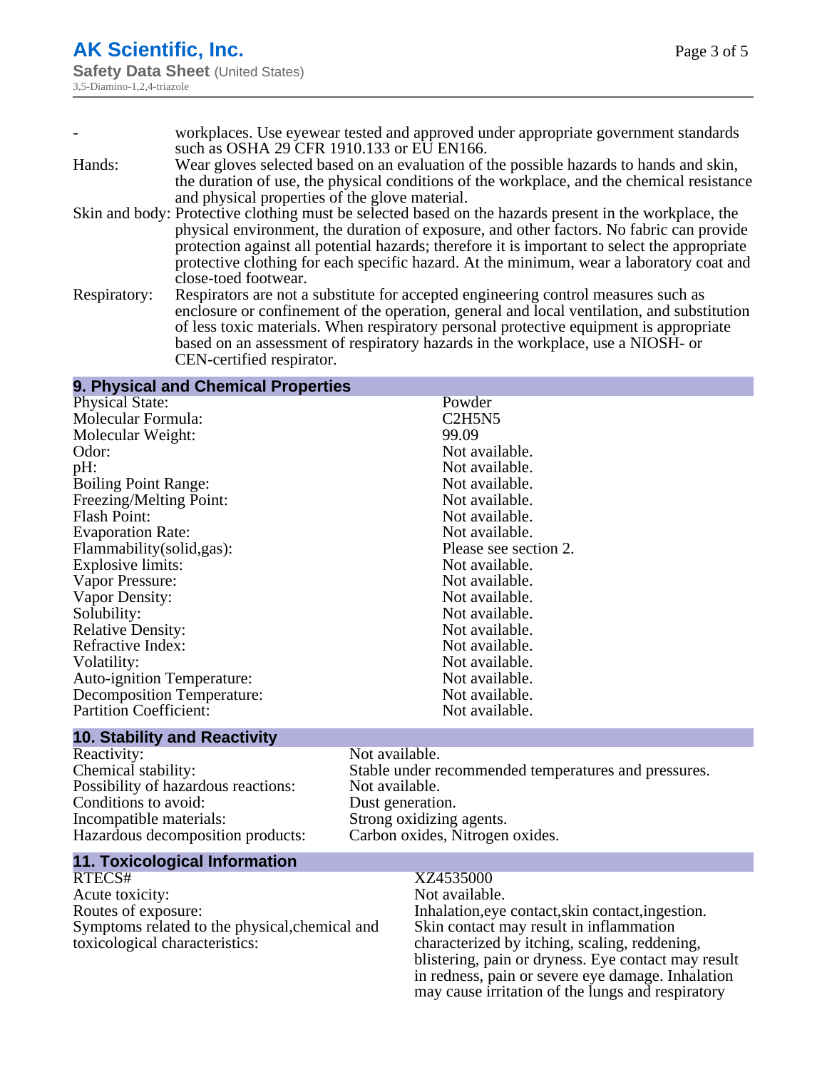| | |
|---|---|
| - | workplaces. Use eyewear tested and approved under appropriate government standards such as OSHA 29 CFR 1910.133 or EU EN166. |
| Hands: | Wear gloves selected based on an evaluation of the possible hazards to hands and skin, the duration of use, the physical conditions of the workplace, and the chemical resistance and physical properties of the glove material. |
| Skin and body: | Protective clothing must be selected based on the hazards present in the workplace, the physical environment, the duration of exposure, and other factors. No fabric can provide protection against all potential hazards; therefore it is important to select the appropriate protective clothing for each specific hazard. At the minimum, wear a laboratory coat and close-toed footwear. |
| Respiratory: | Respirators are not a substitute for accepted engineering control measures such as enclosure or confinement of the operation, general and local ventilation, and substitution of less toxic materials. When respiratory personal protective equipment is appropriate based on an assessment of respiratory hazards in the workplace, use a NIOSH- or CEN-certified respirator. |

## 9. Physical and Chemical Properties

| | |
|---|---|
| Physical State: | Powder |
| Molecular Formula: | C2H5N5 |
| Molecular Weight: | 99.09 |
| Odor: | Not available. |
| pH: | Not available. |
| Boiling Point Range: | Not available. |
| Freezing/Melting Point: | Not available. |
| Flash Point: | Not available. |
| Evaporation Rate: | Not available. |
| Flammability(solid,gas): | Please see section 2. |
| Explosive limits: | Not available. |
| Vapor Pressure: | Not available. |
| Vapor Density: | Not available. |
| Solubility: | Not available. |
| Relative Density: | Not available. |
| Refractive Index: | Not available. |
| Volatility: | Not available. |
| Auto-ignition Temperature: | Not available. |
| Decomposition Temperature: | Not available. |
| Partition Coefficient: | Not available. |

## 10. Stability and Reactivity

| | |
|---|---|
| Reactivity: | Not available. |
| Chemical stability: | Stable under recommended temperatures and pressures. |
| Possibility of hazardous reactions: | Not available. |
| Conditions to avoid: | Dust generation. |
| Incompatible materials: | Strong oxidizing agents. |
| Hazardous decomposition products: | Carbon oxides, Nitrogen oxides. |

## 11. Toxicological Information

| | |
|---|---|
| RTECS# | XZ4535000 |
| Acute toxicity: | Not available. |
| Routes of exposure: | Inhalation,eye contact,skin contact,ingestion. |
| Symptoms related to the physical,chemical and toxicological characteristics: | Skin contact may result in inflammation characterized by itching, scaling, reddening, blistering, pain or dryness. Eye contact may result in redness, pain or severe eye damage. Inhalation may cause irritation of the lungs and respiratory |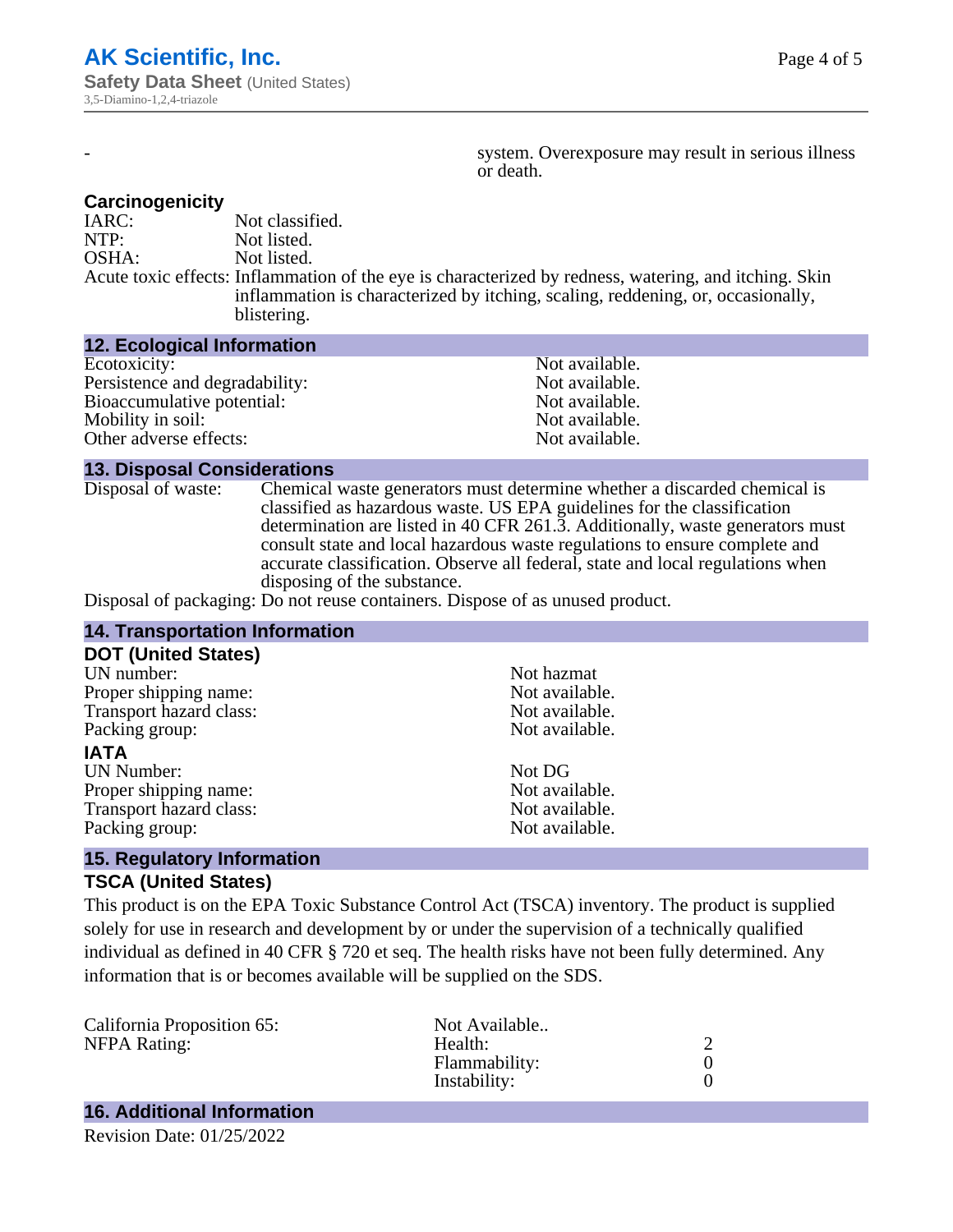| - | system. Overexposure may result in serious illness or death. |
|---|---|

### Carcinogenicity

IARC: Not classified.
NTP: Not listed.
OSHA: Not listed.
Acute toxic effects: Inflammation of the eye is characterized by redness, watering, and itching. Skin inflammation is characterized by itching, scaling, reddening, or, occasionally, blistering.

## 12. Ecological Information

| | |
|---|---|
| Ecotoxicity: | Not available. |
| Persistence and degradability: | Not available. |
| Bioaccumulative potential: | Not available. |
| Mobility in soil: | Not available. |
| Other adverse effects: | Not available. |

## 13. Disposal Considerations

Disposal of waste: Chemical waste generators must determine whether a discarded chemical is classified as hazardous waste. US EPA guidelines for the classification determination are listed in 40 CFR 261.3. Additionally, waste generators must consult state and local hazardous waste regulations to ensure complete and accurate classification. Observe all federal, state and local regulations when disposing of the substance.

Disposal of packaging: Do not reuse containers. Dispose of as unused product.

## 14. Transportation Information

### DOT (United States)

| | |
|---|---|
| UN number: | Not hazmat |
| Proper shipping name: | Not available. |
| Transport hazard class: | Not available. |
| Packing group: | Not available. |

### IATA

| | |
|---|---|
| UN Number: | Not DG |
| Proper shipping name: | Not available. |
| Transport hazard class: | Not available. |
| Packing group: | Not available. |

## 15. Regulatory Information

### TSCA (United States)

This product is on the EPA Toxic Substance Control Act (TSCA) inventory. The product is supplied solely for use in research and development by or under the supervision of a technically qualified individual as defined in 40 CFR § 720 et seq. The health risks have not been fully determined. Any information that is or becomes available will be supplied on the SDS.

| | | |
|---|---|---|
| California Proposition 65: | Not Available.. | |
| NFPA Rating: | Health: | 2 |
| | Flammability: | 0 |
| | Instability: | 0 |

## 16. Additional Information

Revision Date: 01/25/2022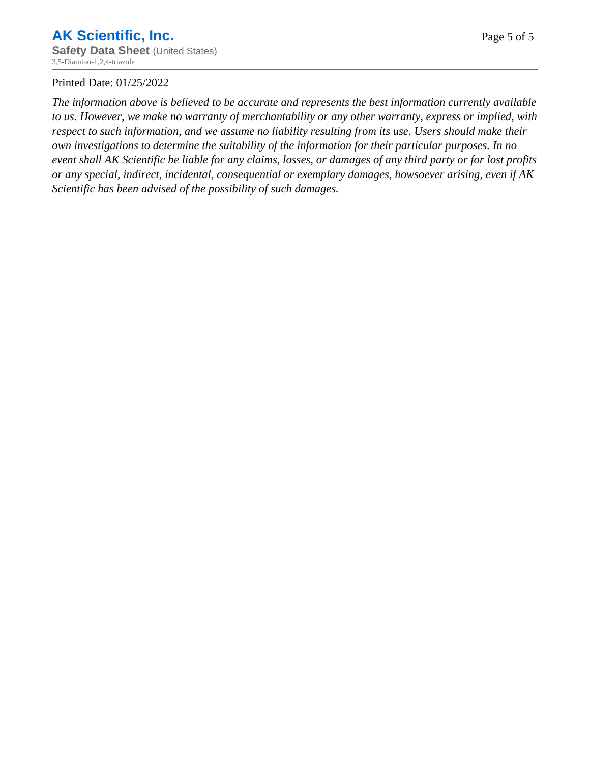Printed Date: 01/25/2022

*The information above is believed to be accurate and represents the best information currently available to us. However, we make no warranty of merchantability or any other warranty, express or implied, with respect to such information, and we assume no liability resulting from its use. Users should make their own investigations to determine the suitability of the information for their particular purposes. In no event shall AK Scientific be liable for any claims, losses, or damages of any third party or for lost profits or any special, indirect, incidental, consequential or exemplary damages, howsoever arising, even if AK Scientific has been advised of the possibility of such damages.*